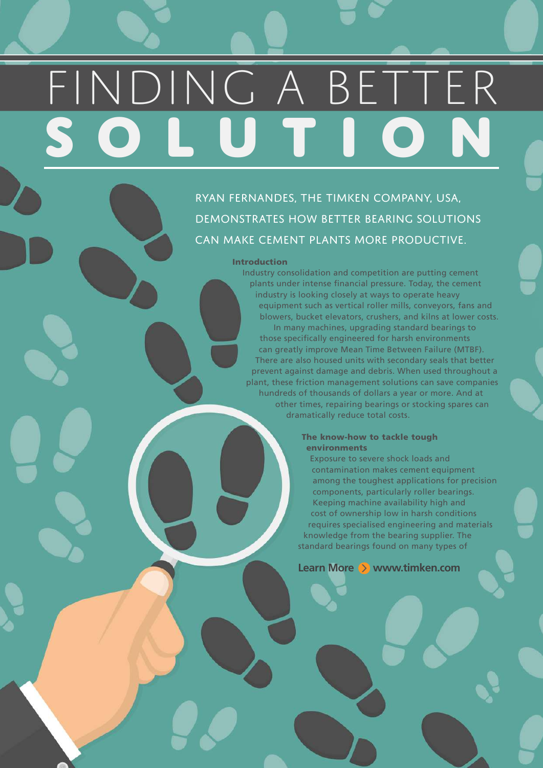# FINDING A BETTER SOLUTION

RYAN FERNANDES, THE TIMKEN COMPANY, USA, DEMONSTRATES HOW BETTER BEARING SOLUTIONS CAN MAKE CEMENT PLANTS MORE PRODUCTIVE.

### Introduction

Industry consolidation and competition are putting cement plants under intense financial pressure. Today, the cement industry is looking closely at ways to operate heavy equipment such as vertical roller mills, conveyors, fans and blowers, bucket elevators, crushers, and kilns at lower costs. In many machines, upgrading standard bearings to those specifically engineered for harsh environments can greatly improve Mean Time Between Failure (MTBF). There are also housed units with secondary seals that better prevent against damage and debris. When used throughout a plant, these friction management solutions can save companies hundreds of thousands of dollars a year or more. And at other times, repairing bearings or stocking spares can dramatically reduce total costs.

### The know-how to tackle tough environments

Exposure to severe shock loads and contamination makes cement equipment among the toughest applications for precision components, particularly roller bearings. Keeping machine availability high and cost of ownership low in harsh conditions requires specialised engineering and materials knowledge from the bearing supplier. The standard bearings found on many types of

Learn More > www.timken.com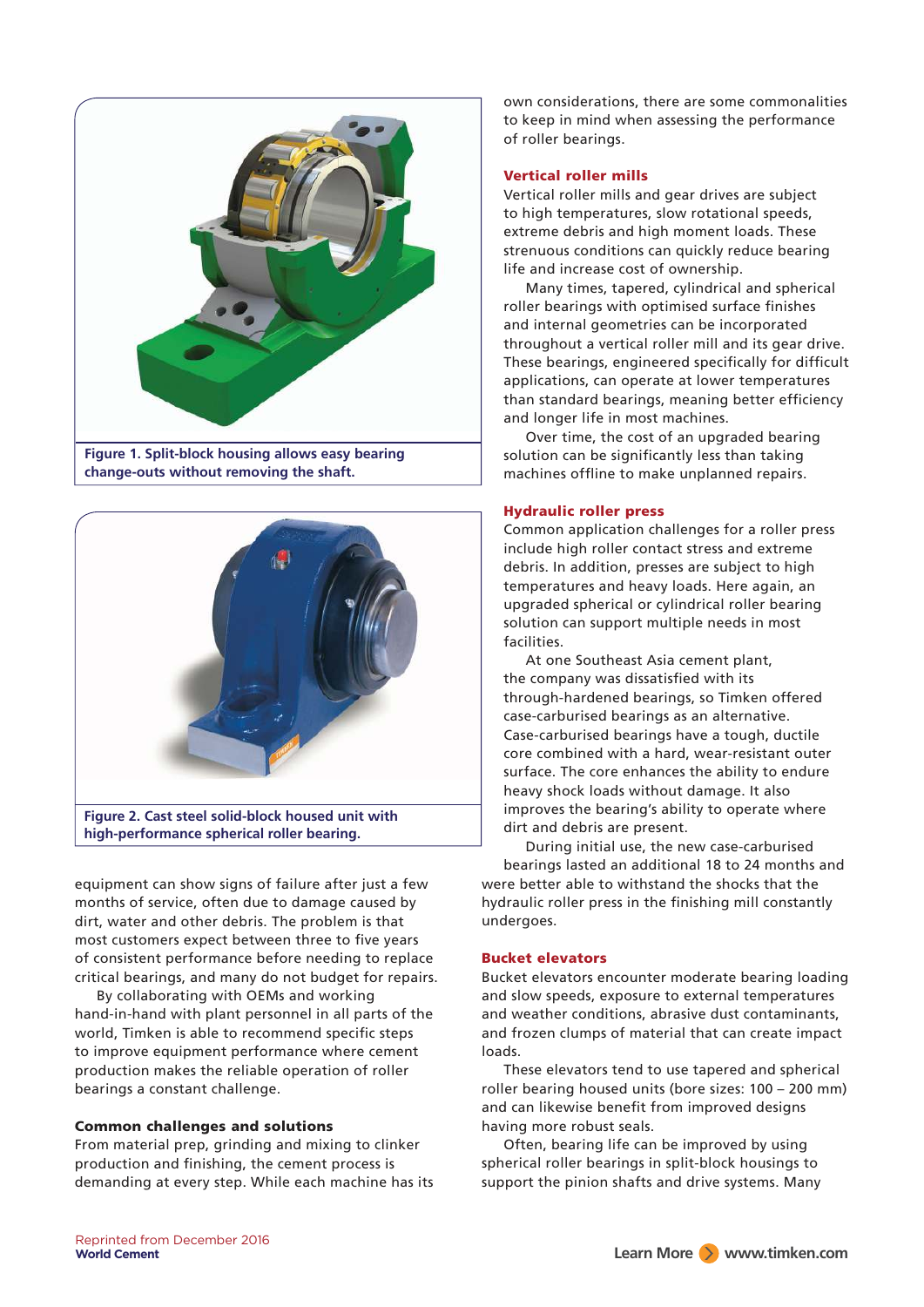Figure 1. Split-block housing allows easy bearing change-outs without removing the shaft.

Figure 2. Cast steel solid-block housed unit with high-performance spherical roller bearing.

equipment can show signs of failure after just a few months of service, often due to damage caused by dirt, water and other debris. The problem is that most customers expect between three to five years of consistent performance before needing to replace critical bearings, and many do not budget for repairs.

By collaborating with OEMs and working hand-in-hand with plant personnel in all parts of the world, Timken is able to recommend specific steps to improve equipment performance where cement production makes the reliable operation of roller bearings a constant challenge.

### Common challenges and solutions

From material prep, grinding and mixing to clinker production and finishing, the cement process is demanding at every step. While each machine has its own considerations, there are some commonalities to keep in mind when assessing the performance of roller bearings.

### Vertical roller mills

Vertical roller mills and gear drives are subject to high temperatures, slow rotational speeds, extreme debris and high moment loads. These strenuous conditions can quickly reduce bearing life and increase cost of ownership.

Many times, tapered, cylindrical and spherical roller bearings with optimised surface finishes and internal geometries can be incorporated throughout a vertical roller mill and its gear drive. These bearings, engineered specifically for difficult applications, can operate at lower temperatures than standard bearings, meaning better efficiency and longer life in most machines.

Over time, the cost of an upgraded bearing solution can be significantly less than taking machines offline to make unplanned repairs.

### Hydraulic roller press

Common application challenges for a roller press include high roller contact stress and extreme debris. In addition, presses are subject to high temperatures and heavy loads. Here again, an upgraded spherical or cylindrical roller bearing solution can support multiple needs in most facilities.

At one Southeast Asia cement plant, the company was dissatisfied with its through-hardened bearings, so Timken offered case-carburised bearings as an alternative. Case-carburised bearings have a tough, ductile core combined with a hard, wear-resistant outer surface. The core enhances the ability to endure heavy shock loads without damage. It also improves the bearing's ability to operate where dirt and debris are present.

During initial use, the new case-carburised bearings lasted an additional 18 to 24 months and were better able to withstand the shocks that the hydraulic roller press in the finishing mill constantly undergoes.

### Bucket elevators

Bucket elevators encounter moderate bearing loading and slow speeds, exposure to external temperatures and weather conditions, abrasive dust contaminants, and frozen clumps of material that can create impact loads.

These elevators tend to use tapered and spherical roller bearing housed units (bore sizes: 100 – 200 mm) and can likewise benefit from improved designs having more robust seals.

Often, bearing life can be improved by using spherical roller bearings in split-block housings to support the pinion shafts and drive systems. Many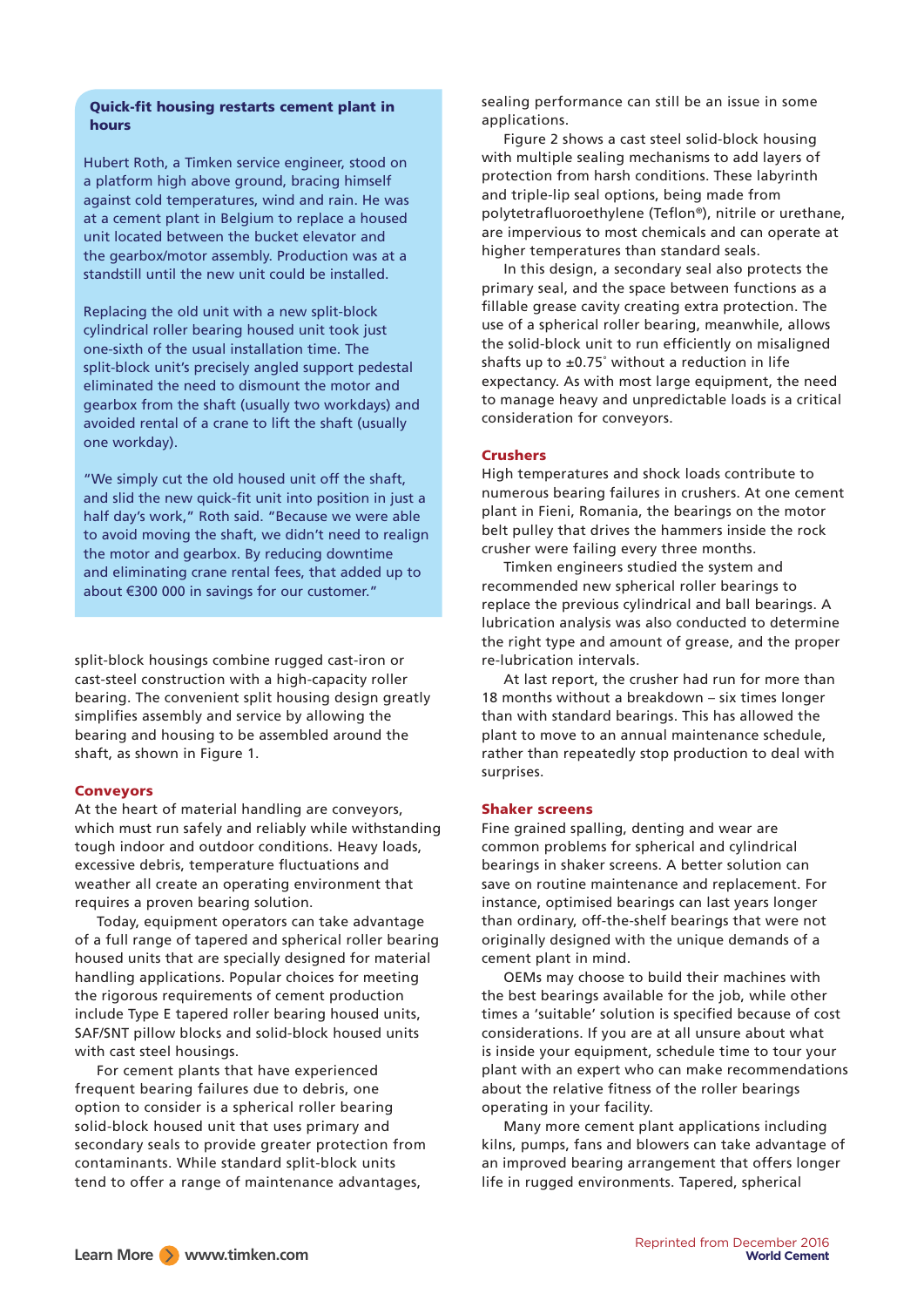### Quick-fit housing restarts cement plant in hours

Hubert Roth, a Timken service engineer, stood on a platform high above ground, bracing himself against cold temperatures, wind and rain. He was at a cement plant in Belgium to replace a housed unit located between the bucket elevator and the gearbox/motor assembly. Production was at a standstill until the new unit could be installed.

Replacing the old unit with a new split-block cylindrical roller bearing housed unit took just one-sixth of the usual installation time. The split-block unit's precisely angled support pedestal eliminated the need to dismount the motor and gearbox from the shaft (usually two workdays) and avoided rental of a crane to lift the shaft (usually one workday).

"We simply cut the old housed unit off the shaft, and slid the new quick-fit unit into position in just a half day's work," Roth said. "Because we were able to avoid moving the shaft, we didn't need to realign the motor and gearbox. By reducing downtime and eliminating crane rental fees, that added up to about €300 000 in savings for our customer."

split-block housings combine rugged cast-iron or cast-steel construction with a high-capacity roller bearing. The convenient split housing design greatly simplifies assembly and service by allowing the bearing and housing to be assembled around the shaft, as shown in Figure 1.

## Conveyors

At the heart of material handling are conveyors, which must run safely and reliably while withstanding tough indoor and outdoor conditions. Heavy loads, excessive debris, temperature fluctuations and weather all create an operating environment that requires a proven bearing solution.

Today, equipment operators can take advantage of a full range of tapered and spherical roller bearing housed units that are specially designed for material handling applications. Popular choices for meeting the rigorous requirements of cement production include Type E tapered roller bearing housed units, SAF/SNT pillow blocks and solid-block housed units with cast steel housings.

For cement plants that have experienced frequent bearing failures due to debris, one option to consider is a spherical roller bearing solid-block housed unit that uses primary and secondary seals to provide greater protection from contaminants. While standard split-block units tend to offer a range of maintenance advantages, sealing performance can still be an issue in some applications.

Figure 2 shows a cast steel solid-block housing with multiple sealing mechanisms to add layers of protection from harsh conditions. These labyrinth and triple-lip seal options, being made from polytetrafluoroethylene (Teflon®), nitrile or urethane, are impervious to most chemicals and can operate at higher temperatures than standard seals.

In this design, a secondary seal also protects the primary seal, and the space between functions as a fillable grease cavity creating extra protection. The use of a spherical roller bearing, meanwhile, allows the solid-block unit to run efficiently on misaligned shafts up to ±0.75˚ without a reduction in life expectancy. As with most large equipment, the need to manage heavy and unpredictable loads is a critical consideration for conveyors.

## Crushers

High temperatures and shock loads contribute to numerous bearing failures in crushers. At one cement plant in Fieni, Romania, the bearings on the motor belt pulley that drives the hammers inside the rock crusher were failing every three months.

Timken engineers studied the system and recommended new spherical roller bearings to replace the previous cylindrical and ball bearings. A lubrication analysis was also conducted to determine the right type and amount of grease, and the proper re-lubrication intervals.

At last report, the crusher had run for more than 18 months without a breakdown – six times longer than with standard bearings. This has allowed the plant to move to an annual maintenance schedule, rather than repeatedly stop production to deal with surprises.

## Shaker screens

Fine grained spalling, denting and wear are common problems for spherical and cylindrical bearings in shaker screens. A better solution can save on routine maintenance and replacement. For instance, optimised bearings can last years longer than ordinary, off-the-shelf bearings that were not originally designed with the unique demands of a cement plant in mind.

OEMs may choose to build their machines with the best bearings available for the job, while other times a 'suitable' solution is specified because of cost considerations. If you are at all unsure about what is inside your equipment, schedule time to tour your plant with an expert who can make recommendations about the relative fitness of the roller bearings operating in your facility.

Many more cement plant applications including kilns, pumps, fans and blowers can take advantage of an improved bearing arrangement that offers longer life in rugged environments. Tapered, spherical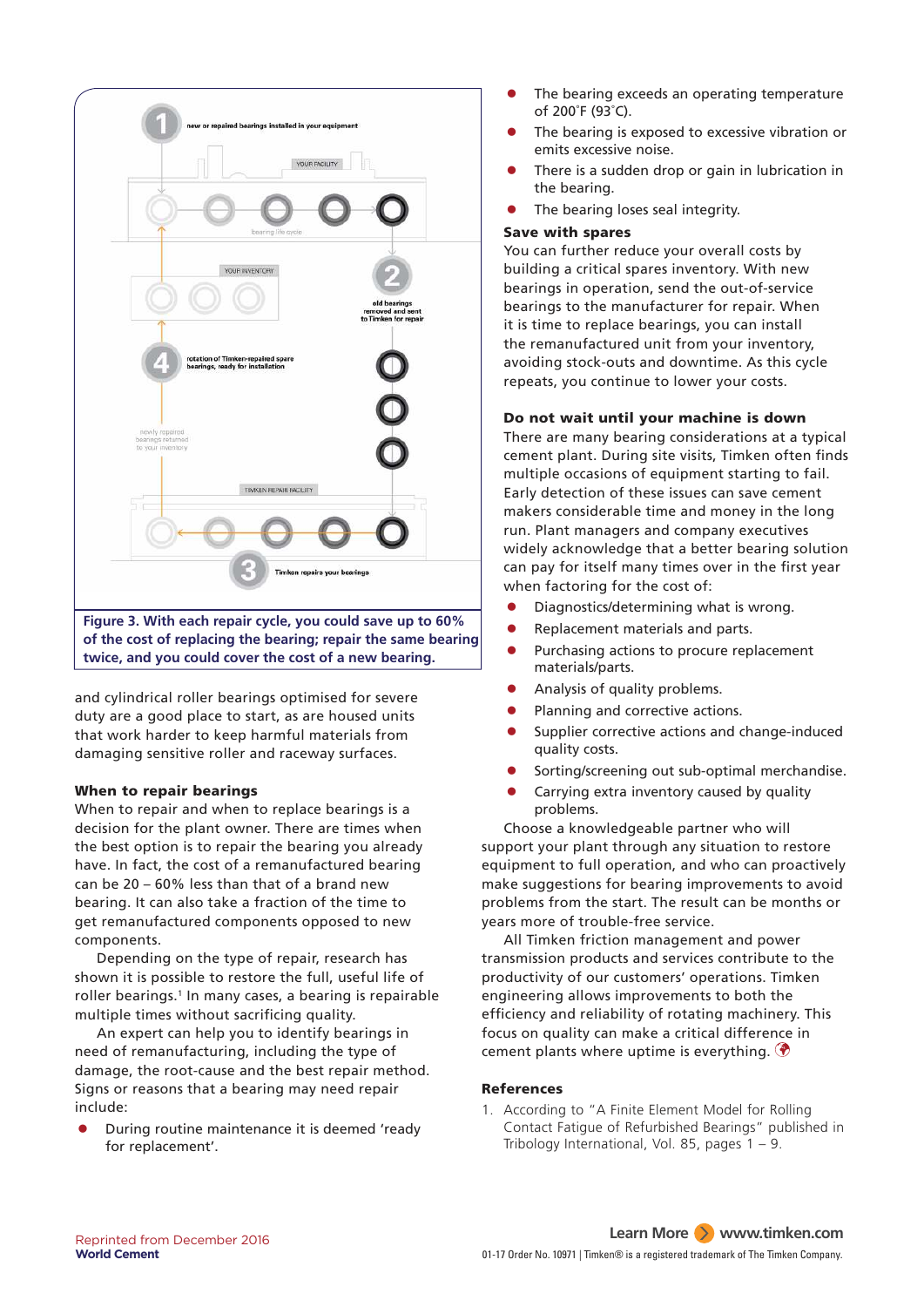new or repaired bearings installed in your equipment

YOUR FACILITY

bearing life cycle

YOUR INVENTORY

old bearings removed and sent to Timken for repair

rotation of Timken-repaired spare bearings, ready for installation

newly repaired bearings returned to your inventory

TIMKEN REPAIR FACILITY

Timken repairs your bearings

**Figure 3. With each repair cycle, you could save up to 60% of the cost of replacing the bearing; repair the same bearing twice, and you could cover the cost of a new bearing.**

and cylindrical roller bearings optimised for severe duty are a good place to start, as are housed units that work harder to keep harmful materials from damaging sensitive roller and raceway surfaces.

### When to repair bearings

When to repair and when to replace bearings is a decision for the plant owner. There are times when the best option is to repair the bearing you already have. In fact, the cost of a remanufactured bearing can be 20 – 60% less than that of a brand new bearing. It can also take a fraction of the time to get remanufactured components opposed to new components.

Depending on the type of repair, research has shown it is possible to restore the full, useful life of roller bearings.[1] In many cases, a bearing is repairable multiple times without sacrificing quality.

An expert can help you to identify bearings in need of remanufacturing, including the type of damage, the root-cause and the best repair method. Signs or reasons that a bearing may need repair include:

- During routine maintenance it is deemed 'ready for replacement'.
- The bearing exceeds an operating temperature of 200˚F (93˚C).
- The bearing is exposed to excessive vibration or emits excessive noise.
- There is a sudden drop or gain in lubrication in the bearing.
- The bearing loses seal integrity.

### Save with spares

You can further reduce your overall costs by building a critical spares inventory. With new bearings in operation, send the out-of-service bearings to the manufacturer for repair. When it is time to replace bearings, you can install the remanufactured unit from your inventory, avoiding stock-outs and downtime. As this cycle repeats, you continue to lower your costs.

### Do not wait until your machine is down

There are many bearing considerations at a typical cement plant. During site visits, Timken often finds multiple occasions of equipment starting to fail. Early detection of these issues can save cement makers considerable time and money in the long run. Plant managers and company executives widely acknowledge that a better bearing solution can pay for itself many times over in the first year when factoring for the cost of:

- Diagnostics/determining what is wrong.
- Replacement materials and parts.
- Purchasing actions to procure replacement materials/parts.
- Analysis of quality problems.
- Planning and corrective actions.
- Supplier corrective actions and change-induced quality costs.
- Sorting/screening out sub-optimal merchandise.
- Carrying extra inventory caused by quality problems.

Choose a knowledgeable partner who will support your plant through any situation to restore equipment to full operation, and who can proactively make suggestions for bearing improvements to avoid problems from the start. The result can be months or years more of trouble-free service.

All Timken friction management and power transmission products and services contribute to the productivity of our customers' operations. Timken engineering allows improvements to both the efficiency and reliability of rotating machinery. This focus on quality can make a critical difference in cement plants where uptime is everything.

### References

1. According to "A Finite Element Model for Rolling Contact Fatigue of Refurbished Bearings" published in Tribology International, Vol. 85, pages 1 – 9.

Reprinted from December 2016
**World Cement**

**Learn More** **www.timken.com**

01-17 Order No. 10971 | Timken® is a registered trademark of The Timken Company.